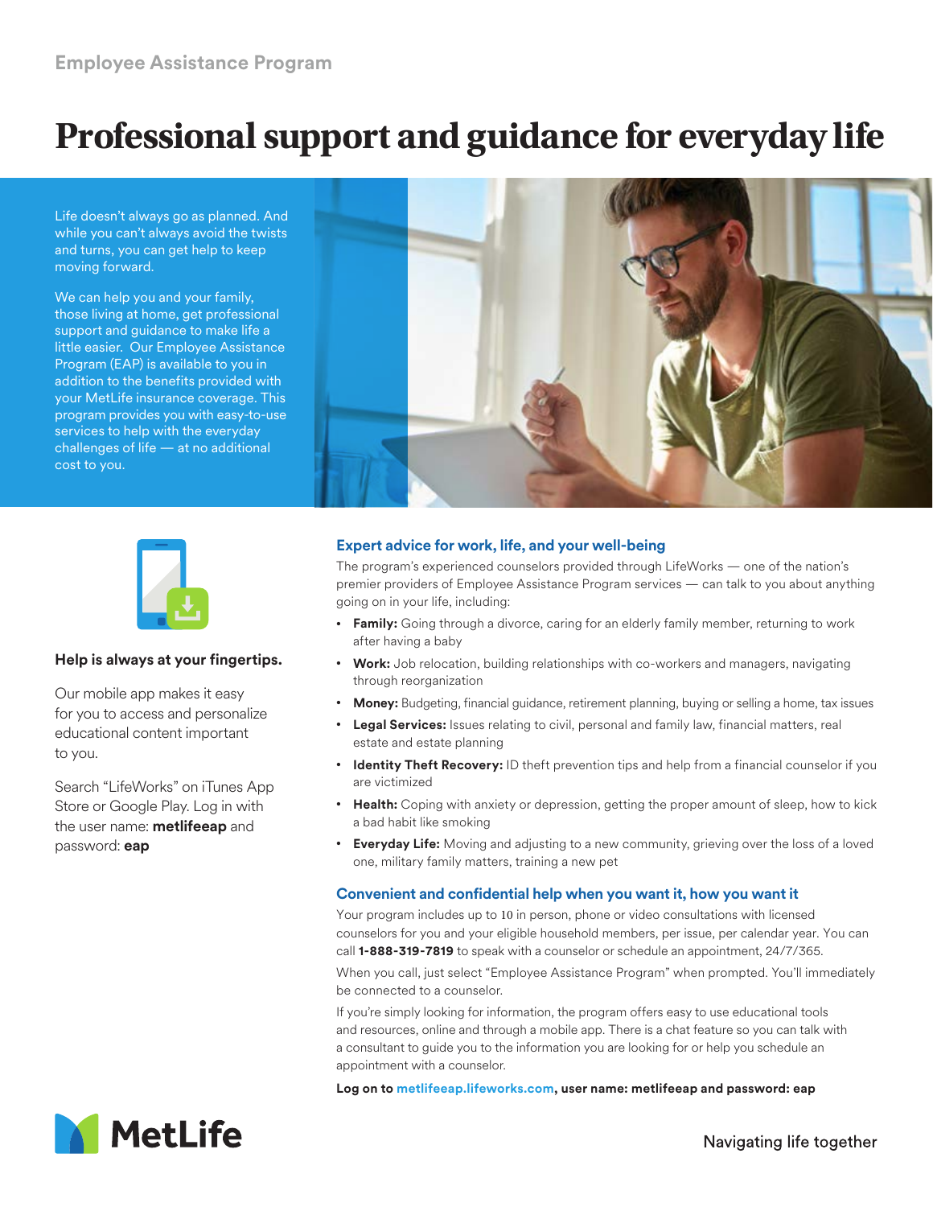Employee Assistance Program

# Professional support and guidance for everyday life

Life doesn't always go as planned. And while you can't always avoid the twists and turns, you can get help to keep moving forward.

We can help you and your family, those living at home, get professional support and guidance to make life a little easier. Our Employee Assistance Program (EAP) is available to you in addition to the benefits provided with your MetLife insurance coverage. This program provides you with easy-to-use services to help with the everyday challenges of life — at no additional cost to you.

**Help is always at your fingertips.**

Our mobile app makes it easy for you to access and personalize educational content important to you.

Search "LifeWorks" on iTunes App Store or Google Play. Log in with the user name: **metlifeeap** and password: **eap**

## Expert advice for work, life, and your well-being

The program's experienced counselors provided through LifeWorks — one of the nation's premier providers of Employee Assistance Program services — can talk to you about anything going on in your life, including:

- **Family:** Going through a divorce, caring for an elderly family member, returning to work after having a baby
- **Work:** Job relocation, building relationships with co-workers and managers, navigating through reorganization
- **Money:** Budgeting, financial guidance, retirement planning, buying or selling a home, tax issues
- **Legal Services:** Issues relating to civil, personal and family law, financial matters, real estate and estate planning
- **Identity Theft Recovery:** ID theft prevention tips and help from a financial counselor if you are victimized
- **Health:** Coping with anxiety or depression, getting the proper amount of sleep, how to kick a bad habit like smoking
- **Everyday Life:** Moving and adjusting to a new community, grieving over the loss of a loved one, military family matters, training a new pet

## Convenient and confidential help when you want it, how you want it

Your program includes up to 10 in person, phone or video consultations with licensed counselors for you and your eligible household members, per issue, per calendar year. You can call **1-888-319-7819** to speak with a counselor or schedule an appointment, 24/7/365.

When you call, just select "Employee Assistance Program" when prompted. You'll immediately be connected to a counselor.

If you're simply looking for information, the program offers easy to use educational tools and resources, online and through a mobile app. There is a chat feature so you can talk with a consultant to guide you to the information you are looking for or help you schedule an appointment with a counselor.

**Log on to metlifeeap.lifeworks.com, user name: metlifeeap and password: eap**

MetLife

Navigating life together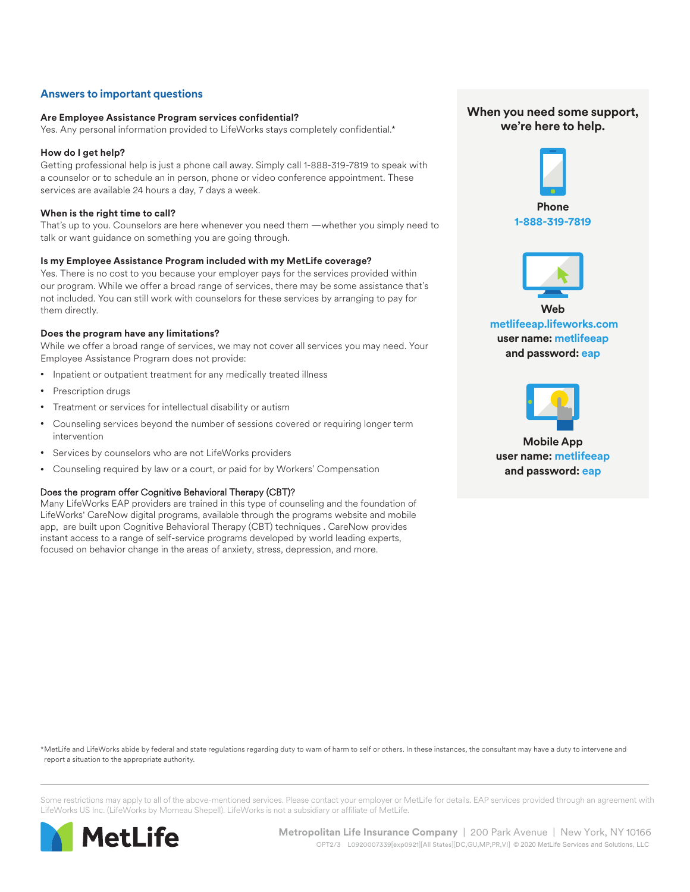## Answers to important questions

**Are Employee Assistance Program services confidential?**
Yes. Any personal information provided to LifeWorks stays completely confidential.*

**How do I get help?**
Getting professional help is just a phone call away. Simply call 1-888-319-7819 to speak with a counselor or to schedule an in person, phone or video conference appointment. These services are available 24 hours a day, 7 days a week.

**When is the right time to call?**
That's up to you. Counselors are here whenever you need them —whether you simply need to talk or want guidance on something you are going through.

**Is my Employee Assistance Program included with my MetLife coverage?**
Yes. There is no cost to you because your employer pays for the services provided within our program. While we offer a broad range of services, there may be some assistance that's not included. You can still work with counselors for these services by arranging to pay for them directly.

**Does the program have any limitations?**
While we offer a broad range of services, we may not cover all services you may need. Your Employee Assistance Program does not provide:

- Inpatient or outpatient treatment for any medically treated illness
- Prescription drugs
- Treatment or services for intellectual disability or autism
- Counseling services beyond the number of sessions covered or requiring longer term intervention
- Services by counselors who are not LifeWorks providers
- Counseling required by law or a court, or paid for by Workers' Compensation

Does the program offer Cognitive Behavioral Therapy (CBT)?
Many LifeWorks EAP providers are trained in this type of counseling and the foundation of LifeWorks' CareNow digital programs, available through the programs website and mobile app, are built upon Cognitive Behavioral Therapy (CBT) techniques . CareNow provides instant access to a range of self-service programs developed by world leading experts, focused on behavior change in the areas of anxiety, stress, depression, and more.

**When you need some support, we're here to help.**

**Phone**
1-888-319-7819

**Web**
metlifeeap.lifeworks.com
**user name:** metlifeeap
**and password:** eap

**Mobile App**
**user name:** metlifeeap
**and password:** eap

*MetLife and LifeWorks abide by federal and state regulations regarding duty to warn of harm to self or others. In these instances, the consultant may have a duty to intervene and report a situation to the appropriate authority.

Some restrictions may apply to all of the above-mentioned services. Please contact your employer or MetLife for details. EAP services provided through an agreement with LifeWorks US Inc. (LifeWorks by Morneau Shepell). LifeWorks is not a subsidiary or affiliate of MetLife.

MetLife

Metropolitan Life Insurance Company | 200 Park Avenue | New York, NY 10166
OPT2/3 L0920007339[exp0921][All States][DC,GU,MP,PR,VI] © 2020 MetLife Services and Solutions, LLC